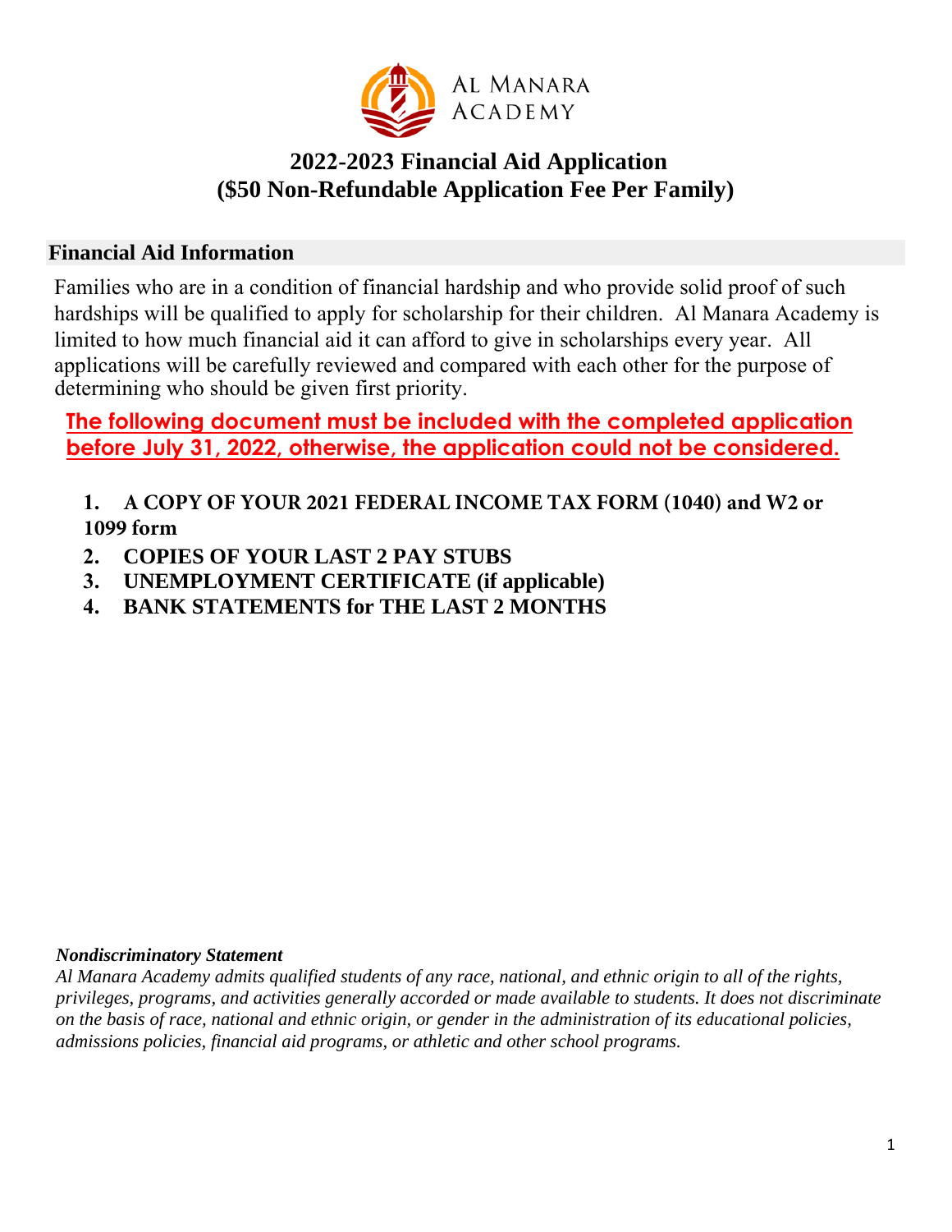AL MANARA ACADEMY

# 2022-2023 Financial Aid Application
# ($50 Non-Refundable Application Fee Per Family)

## Financial Aid Information

Families who are in a condition of financial hardship and who provide solid proof of such hardships will be qualified to apply for scholarship for their children. Al Manara Academy is limited to how much financial aid it can afford to give in scholarships every year. All applications will be carefully reviewed and compared with each other for the purpose of determining who should be given first priority.

**The following document must be included with the completed application before July 31, 2022, otherwise, the application could not be considered.**

1. **A COPY OF YOUR 2021 FEDERAL INCOME TAX FORM (1040) and W2 or 1099 form**
2. **COPIES OF YOUR LAST 2 PAY STUBS**
3. **UNEMPLOYMENT CERTIFICATE (if applicable)**
4. **BANK STATEMENTS for THE LAST 2 MONTHS**

***Nondiscriminatory Statement***

*Al Manara Academy admits qualified students of any race, national, and ethnic origin to all of the rights, privileges, programs, and activities generally accorded or made available to students. It does not discriminate on the basis of race, national and ethnic origin, or gender in the administration of its educational policies, admissions policies, financial aid programs, or athletic and other school programs.*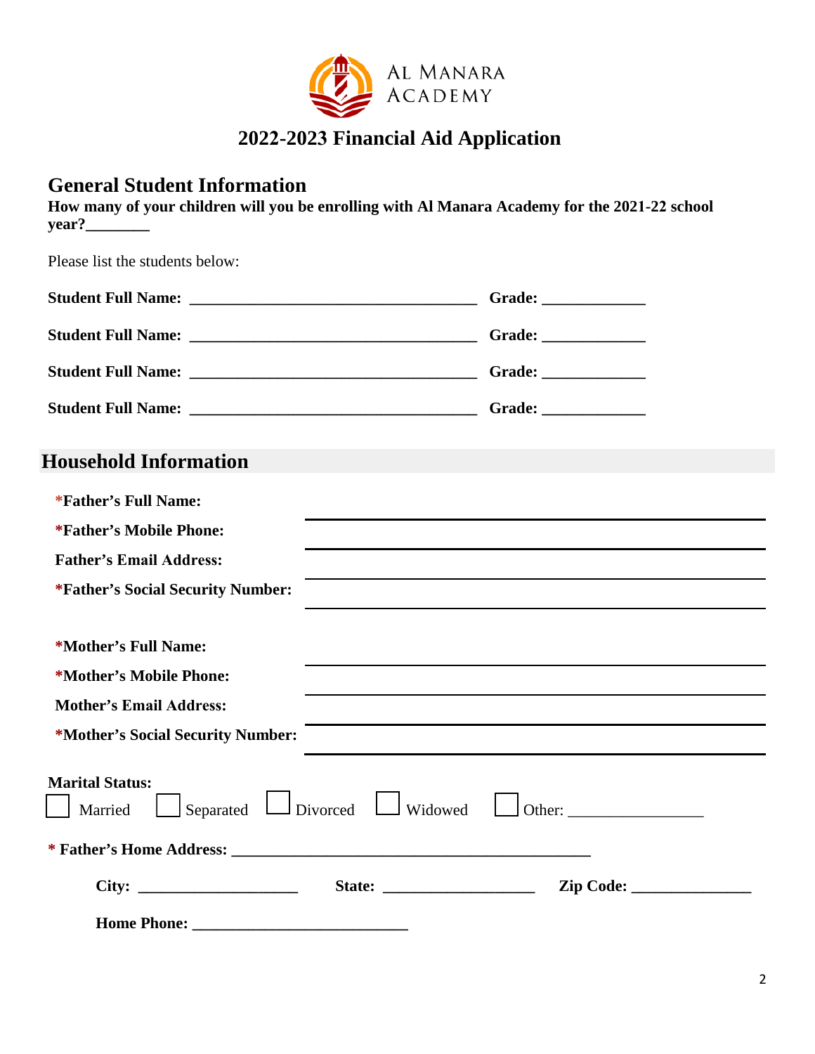AL MANARA ACADEMY

# 2022-2023 Financial Aid Application

## General Student Information

**How many of your children will you be enrolling with Al Manara Academy for the 2021-22 school year?________**

Please list the students below:

**Student Full Name:** ____________________________________ **Grade:** _____________

**Student Full Name:** ____________________________________ **Grade:** _____________

**Student Full Name:** ____________________________________ **Grade:** _____________

**Student Full Name:** ____________________________________ **Grade:** _____________

## Household Information

**\*Father's Full Name:** ____________________________________

**\*Father's Mobile Phone:** ____________________________________

**Father's Email Address:** ____________________________________

**\*Father's Social Security Number:** ____________________________________

**\*Mother's Full Name:** ____________________________________

**\*Mother's Mobile Phone:** ____________________________________

**Mother's Email Address:** ____________________________________

**\*Mother's Social Security Number:** ____________________________________

**Marital Status:**

☐ Married ☐ Separated ☐ Divorced ☐ Widowed ☐ Other: _________________

**\* Father's Home Address:** ______________________________________________

**City:** ____________________ **State:** ___________________ **Zip Code:** _______________

**Home Phone:** ___________________________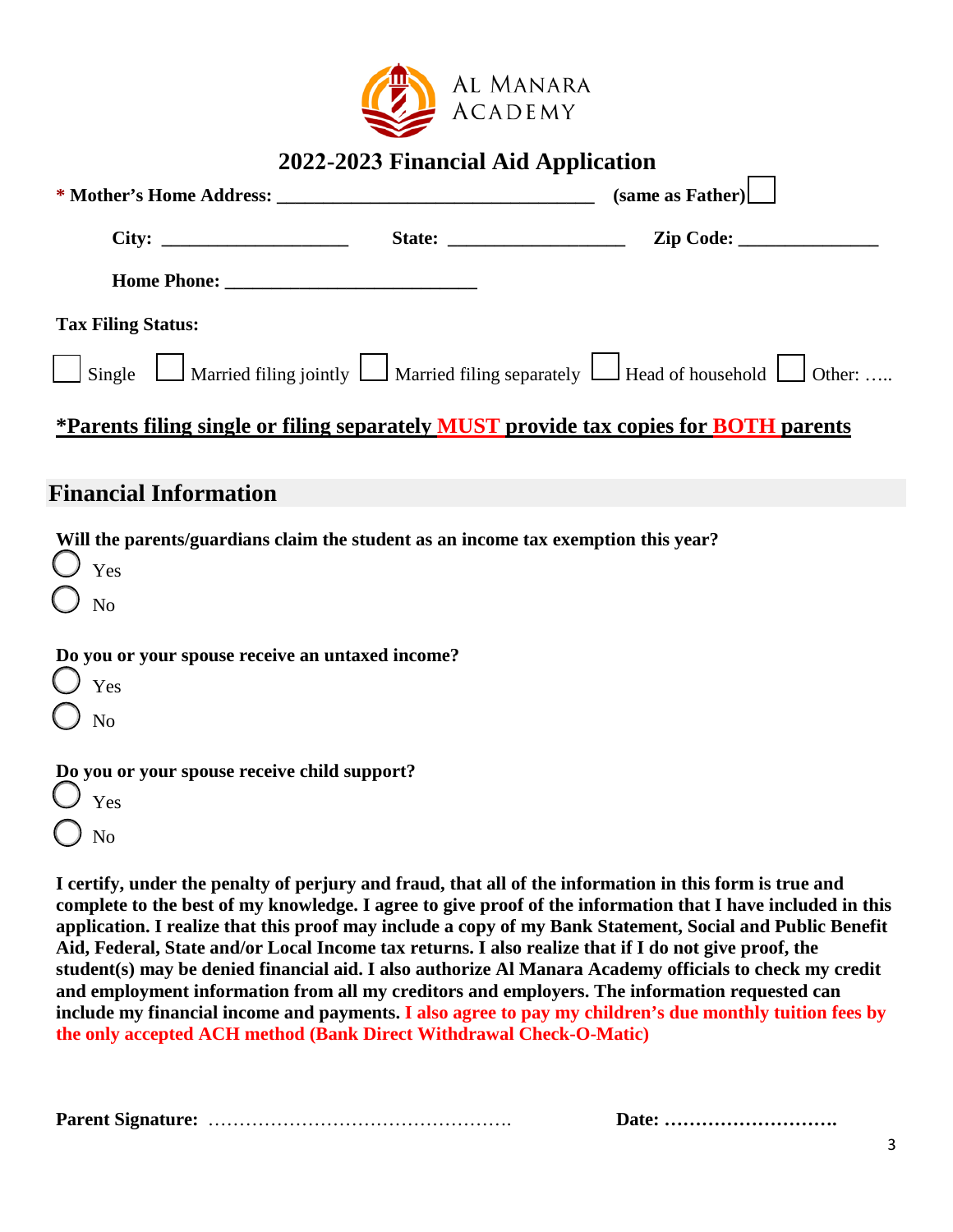AL MANARA ACADEMY

## 2022-2023 Financial Aid Application

**\* Mother's Home Address: ________________________________ (same as Father)** ☐

**City: ____________________ State: __________________ Zip Code: ______________**

**Home Phone: __________________________**

**Tax Filing Status:**

☐ Single ☐ Married filing jointly ☐ Married filing separately ☐ Head of household ☐ Other: …..

**\*Parents filing single or filing separately MUST provide tax copies for BOTH parents**

## Financial Information

**Will the parents/guardians claim the student as an income tax exemption this year?**

◯ Yes

◯ No

**Do you or your spouse receive an untaxed income?**

◯ Yes

◯ No

**Do you or your spouse receive child support?**

◯ Yes

◯ No

**I certify, under the penalty of perjury and fraud, that all of the information in this form is true and complete to the best of my knowledge. I agree to give proof of the information that I have included in this application. I realize that this proof may include a copy of my Bank Statement, Social and Public Benefit Aid, Federal, State and/or Local Income tax returns. I also realize that if I do not give proof, the student(s) may be denied financial aid. I also authorize Al Manara Academy officials to check my credit and employment information from all my creditors and employers. The information requested can include my financial income and payments. I also agree to pay my children's due monthly tuition fees by the only accepted ACH method (Bank Direct Withdrawal Check-O-Matic)**

**Parent Signature:** …………………………………………. **Date: ……………………….**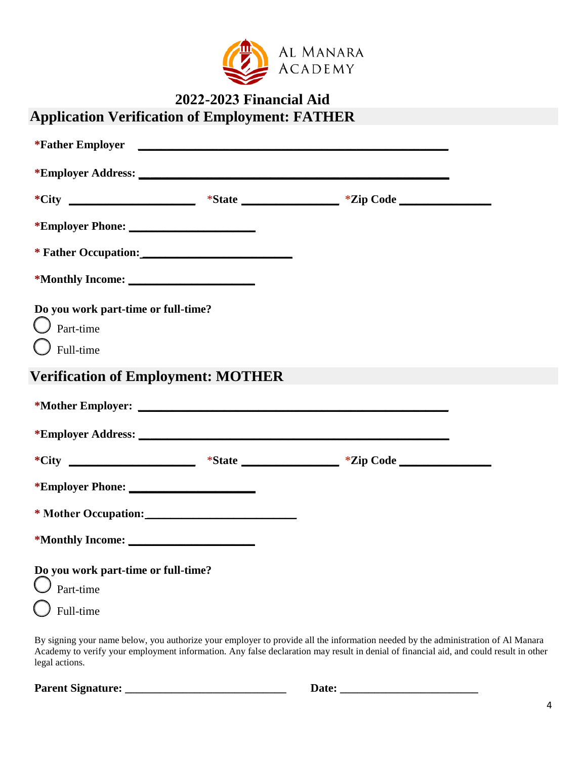AL MANARA ACADEMY

# 2022-2023 Financial Aid

## Application Verification of Employment: FATHER

***Father Employer** ______________________________________________

***Employer Address:** ______________________________________________

***City** ____________________ *State ______________ *Zip Code ______________

***Employer Phone:** ____________________

*** Father Occupation:**________________________

***Monthly Income:** ____________________

**Do you work part-time or full-time?**

◯ Part-time

◯ Full-time

## Verification of Employment: MOTHER

***Mother Employer:** ______________________________________________

***Employer Address:** ______________________________________________

***City** ____________________ *State ______________ *Zip Code ______________

***Employer Phone:** ____________________

*** Mother Occupation:**________________________

***Monthly Income:** ____________________

**Do you work part-time or full-time?**

◯ Part-time

◯ Full-time

By signing your name below, you authorize your employer to provide all the information needed by the administration of Al Manara Academy to verify your employment information. Any false declaration may result in denial of financial aid, and could result in other legal actions.

**Parent Signature:** __________________________ **Date:** ______________________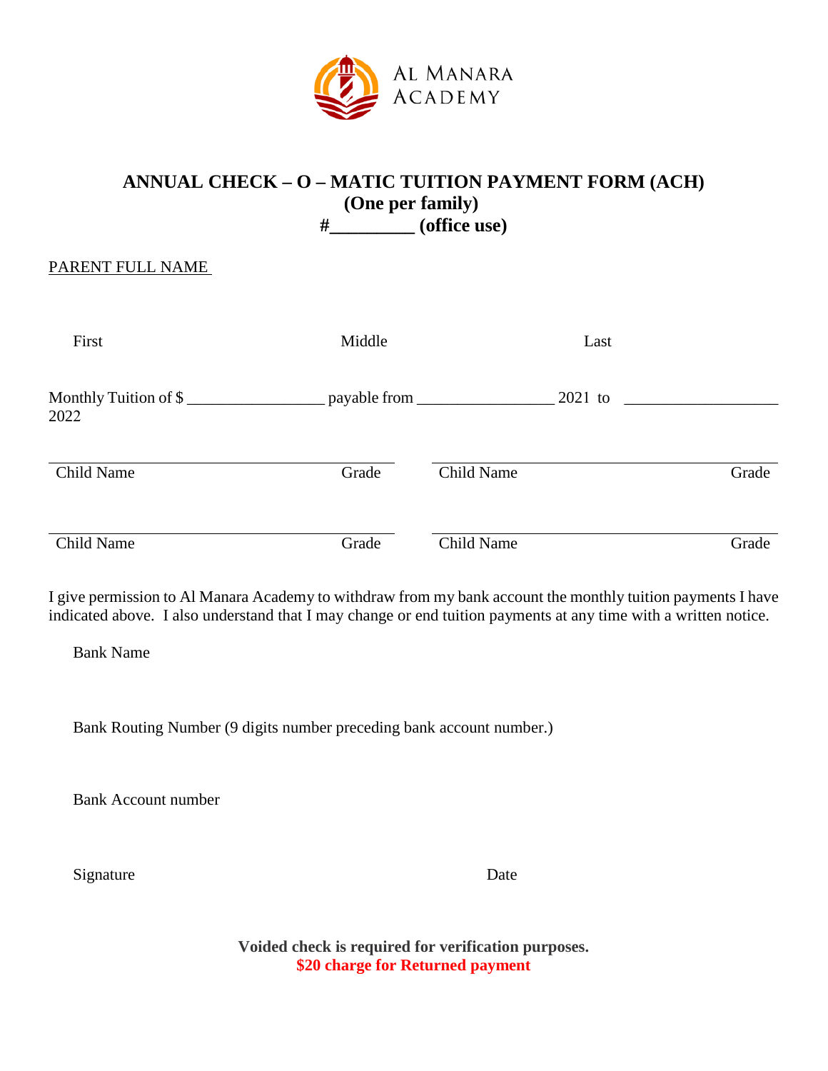AL MANARA ACADEMY

## ANNUAL CHECK – O – MATIC TUITION PAYMENT FORM (ACH)
## (One per family)
## #_________ (office use)

PARENT FULL NAME

First Middle Last

Monthly Tuition of $ _________________ payable from _________________ 2021 to ___________________ 2022

| | | | |
|---|---|---|---|
| Child Name | Grade | Child Name | Grade |
| Child Name | Grade | Child Name | Grade |

I give permission to Al Manara Academy to withdraw from my bank account the monthly tuition payments I have indicated above. I also understand that I may change or end tuition payments at any time with a written notice.

Bank Name

Bank Routing Number (9 digits number preceding bank account number.)

Bank Account number

Signature Date

**Voided check is required for verification purposes.**
**$20 charge for Returned payment**